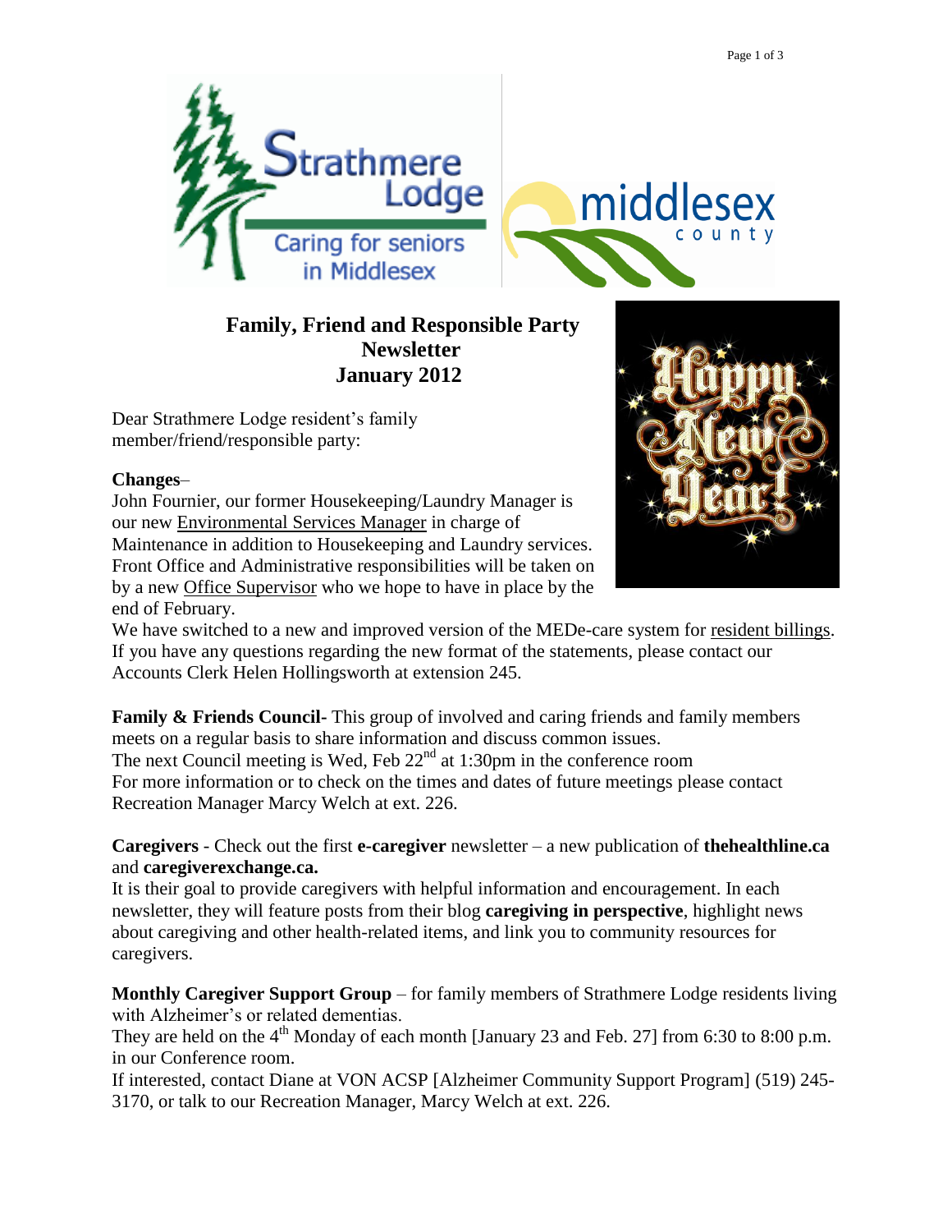# Family, Friend and Responsible Party Newsletter
## January 2012

Dear Strathmere Lodge resident's family member/friend/responsible party:

**Changes**–

John Fournier, our former Housekeeping/Laundry Manager is our new Environmental Services Manager in charge of Maintenance in addition to Housekeeping and Laundry services. Front Office and Administrative responsibilities will be taken on by a new Office Supervisor who we hope to have in place by the end of February.

We have switched to a new and improved version of the MEDe-care system for resident billings. If you have any questions regarding the new format of the statements, please contact our Accounts Clerk Helen Hollingsworth at extension 245.

**Family & Friends Council-** This group of involved and caring friends and family members meets on a regular basis to share information and discuss common issues.
The next Council meeting is Wed, Feb 22nd at 1:30pm in the conference room
For more information or to check on the times and dates of future meetings please contact Recreation Manager Marcy Welch at ext. 226.

**Caregivers** - Check out the first **e-caregiver** newsletter – a new publication of **thehealthline.ca** and **caregiverexchange.ca.**
It is their goal to provide caregivers with helpful information and encouragement. In each newsletter, they will feature posts from their blog **caregiving in perspective**, highlight news about caregiving and other health-related items, and link you to community resources for caregivers.

**Monthly Caregiver Support Group** – for family members of Strathmere Lodge residents living with Alzheimer's or related dementias.
They are held on the 4th Monday of each month [January 23 and Feb. 27] from 6:30 to 8:00 p.m. in our Conference room.
If interested, contact Diane at VON ACSP [Alzheimer Community Support Program] (519) 245-3170, or talk to our Recreation Manager, Marcy Welch at ext. 226.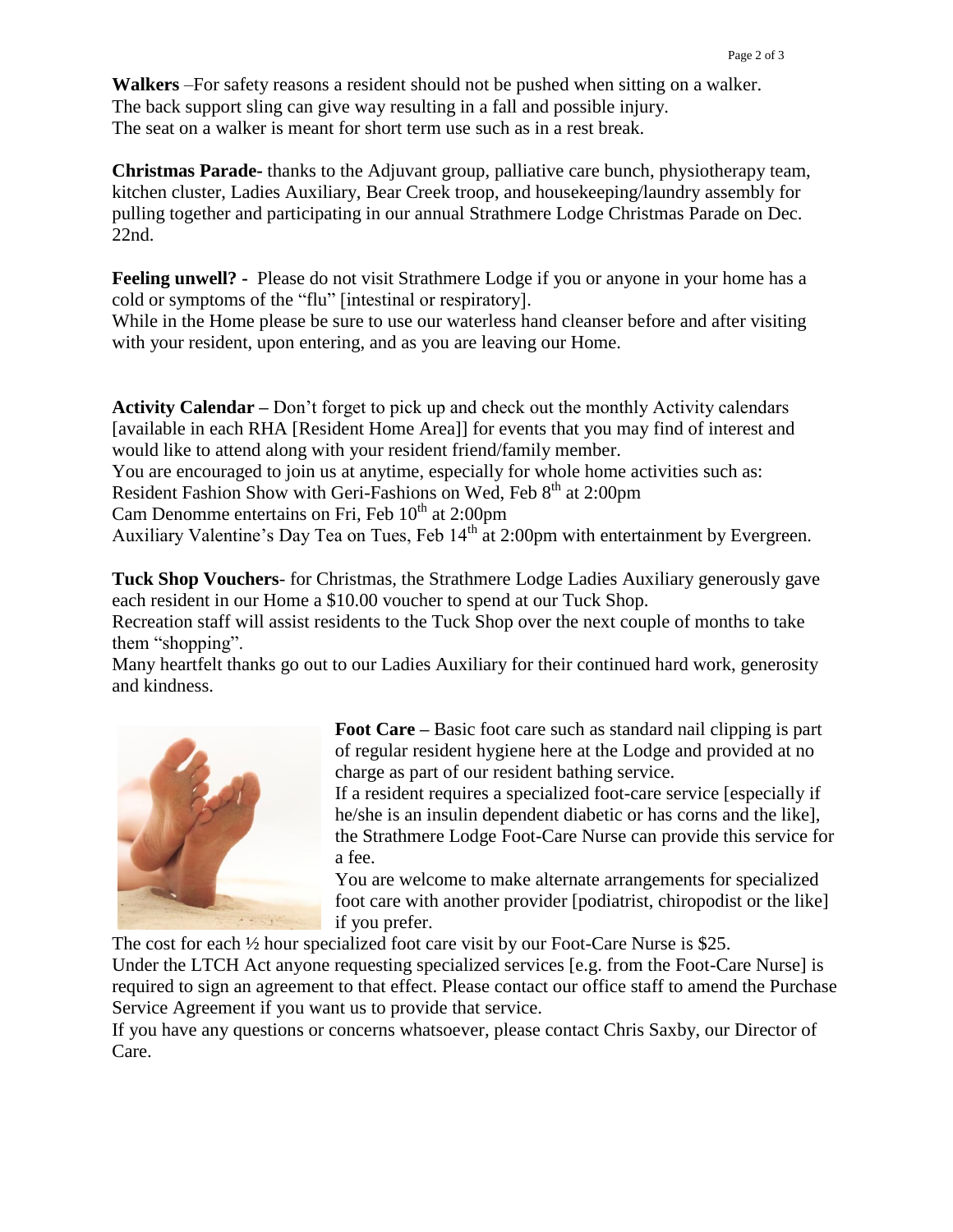**Walkers** –For safety reasons a resident should not be pushed when sitting on a walker. The back support sling can give way resulting in a fall and possible injury. The seat on a walker is meant for short term use such as in a rest break.

**Christmas Parade-** thanks to the Adjuvant group, palliative care bunch, physiotherapy team, kitchen cluster, Ladies Auxiliary, Bear Creek troop, and housekeeping/laundry assembly for pulling together and participating in our annual Strathmere Lodge Christmas Parade on Dec. 22nd.

**Feeling unwell? -** Please do not visit Strathmere Lodge if you or anyone in your home has a cold or symptoms of the "flu" [intestinal or respiratory].
While in the Home please be sure to use our waterless hand cleanser before and after visiting with your resident, upon entering, and as you are leaving our Home.

**Activity Calendar –** Don't forget to pick up and check out the monthly Activity calendars [available in each RHA [Resident Home Area]] for events that you may find of interest and would like to attend along with your resident friend/family member.
You are encouraged to join us at anytime, especially for whole home activities such as:
Resident Fashion Show with Geri-Fashions on Wed, Feb 8th at 2:00pm
Cam Denomme entertains on Fri, Feb 10th at 2:00pm
Auxiliary Valentine's Day Tea on Tues, Feb 14th at 2:00pm with entertainment by Evergreen.

**Tuck Shop Vouchers**- for Christmas, the Strathmere Lodge Ladies Auxiliary generously gave each resident in our Home a $10.00 voucher to spend at our Tuck Shop.
Recreation staff will assist residents to the Tuck Shop over the next couple of months to take them "shopping".
Many heartfelt thanks go out to our Ladies Auxiliary for their continued hard work, generosity and kindness.

**Foot Care –** Basic foot care such as standard nail clipping is part of regular resident hygiene here at the Lodge and provided at no charge as part of our resident bathing service.
If a resident requires a specialized foot-care service [especially if he/she is an insulin dependent diabetic or has corns and the like], the Strathmere Lodge Foot-Care Nurse can provide this service for a fee.
You are welcome to make alternate arrangements for specialized foot care with another provider [podiatrist, chiropodist or the like] if you prefer.
The cost for each ½ hour specialized foot care visit by our Foot-Care Nurse is $25.
Under the LTCH Act anyone requesting specialized services [e.g. from the Foot-Care Nurse] is required to sign an agreement to that effect. Please contact our office staff to amend the Purchase Service Agreement if you want us to provide that service.
If you have any questions or concerns whatsoever, please contact Chris Saxby, our Director of Care.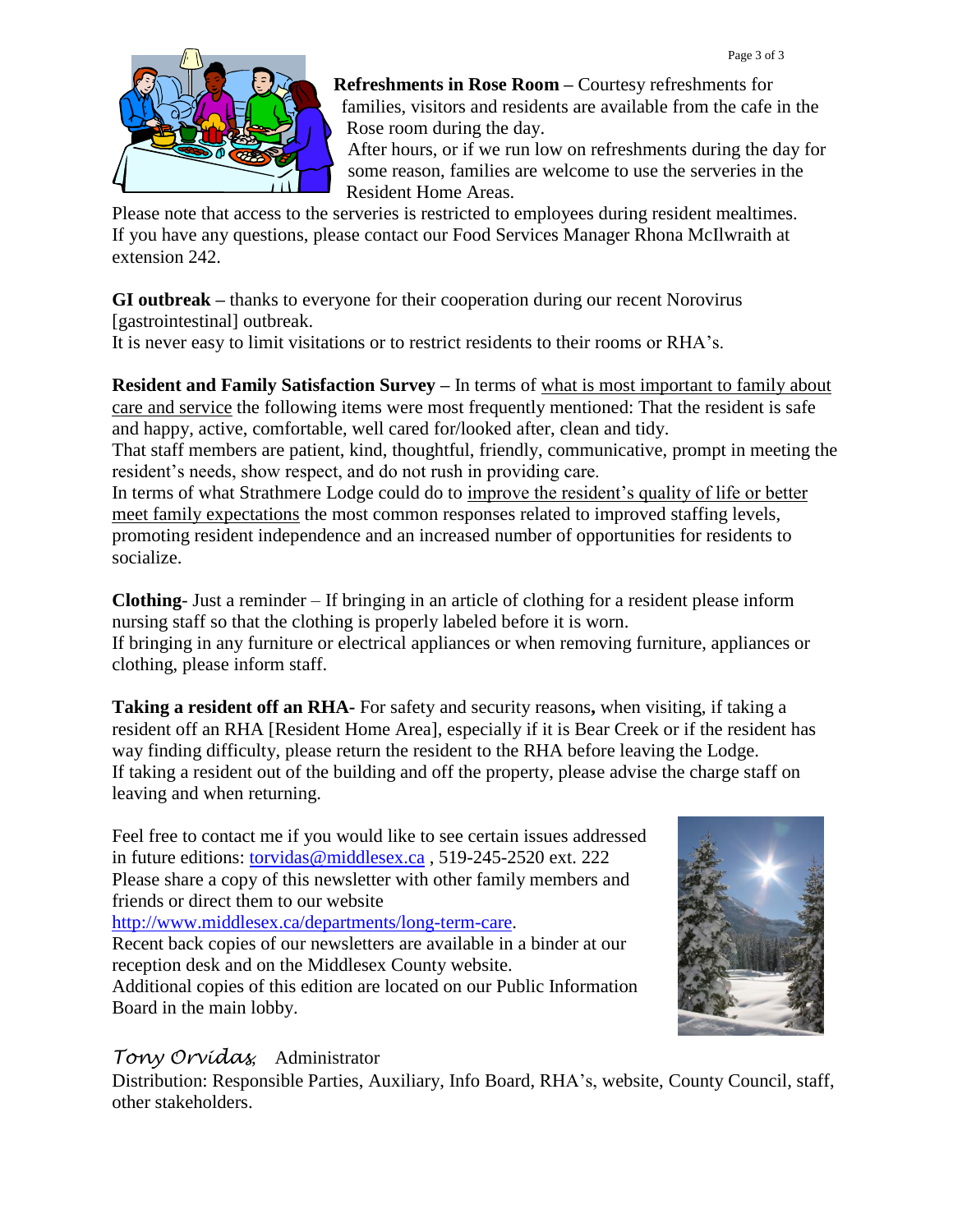**Refreshments in Rose Room –** Courtesy refreshments for families, visitors and residents are available from the cafe in the Rose room during the day.
After hours, or if we run low on refreshments during the day for some reason, families are welcome to use the serveries in the Resident Home Areas.
Please note that access to the serveries is restricted to employees during resident mealtimes.
If you have any questions, please contact our Food Services Manager Rhona McIlwraith at extension 242.

**GI outbreak –** thanks to everyone for their cooperation during our recent Norovirus [gastrointestinal] outbreak.
It is never easy to limit visitations or to restrict residents to their rooms or RHA's.

**Resident and Family Satisfaction Survey –** In terms of what is most important to family about care and service the following items were most frequently mentioned: That the resident is safe and happy, active, comfortable, well cared for/looked after, clean and tidy.
That staff members are patient, kind, thoughtful, friendly, communicative, prompt in meeting the resident's needs, show respect, and do not rush in providing care.
In terms of what Strathmere Lodge could do to improve the resident's quality of life or better meet family expectations the most common responses related to improved staffing levels, promoting resident independence and an increased number of opportunities for residents to socialize.

**Clothing**- Just a reminder – If bringing in an article of clothing for a resident please inform nursing staff so that the clothing is properly labeled before it is worn.
If bringing in any furniture or electrical appliances or when removing furniture, appliances or clothing, please inform staff.

**Taking a resident off an RHA**- For safety and security reasons**,** when visiting, if taking a resident off an RHA [Resident Home Area], especially if it is Bear Creek or if the resident has way finding difficulty, please return the resident to the RHA before leaving the Lodge.
If taking a resident out of the building and off the property, please advise the charge staff on leaving and when returning.

Feel free to contact me if you would like to see certain issues addressed in future editions: torvidas@middlesex.ca , 519-245-2520 ext. 222
Please share a copy of this newsletter with other family members and friends or direct them to our website
http://www.middlesex.ca/departments/long-term-care.
Recent back copies of our newsletters are available in a binder at our reception desk and on the Middlesex County website.
Additional copies of this edition are located on our Public Information Board in the main lobby.

*Tony Orvidas,* Administrator
Distribution: Responsible Parties, Auxiliary, Info Board, RHA's, website, County Council, staff, other stakeholders.